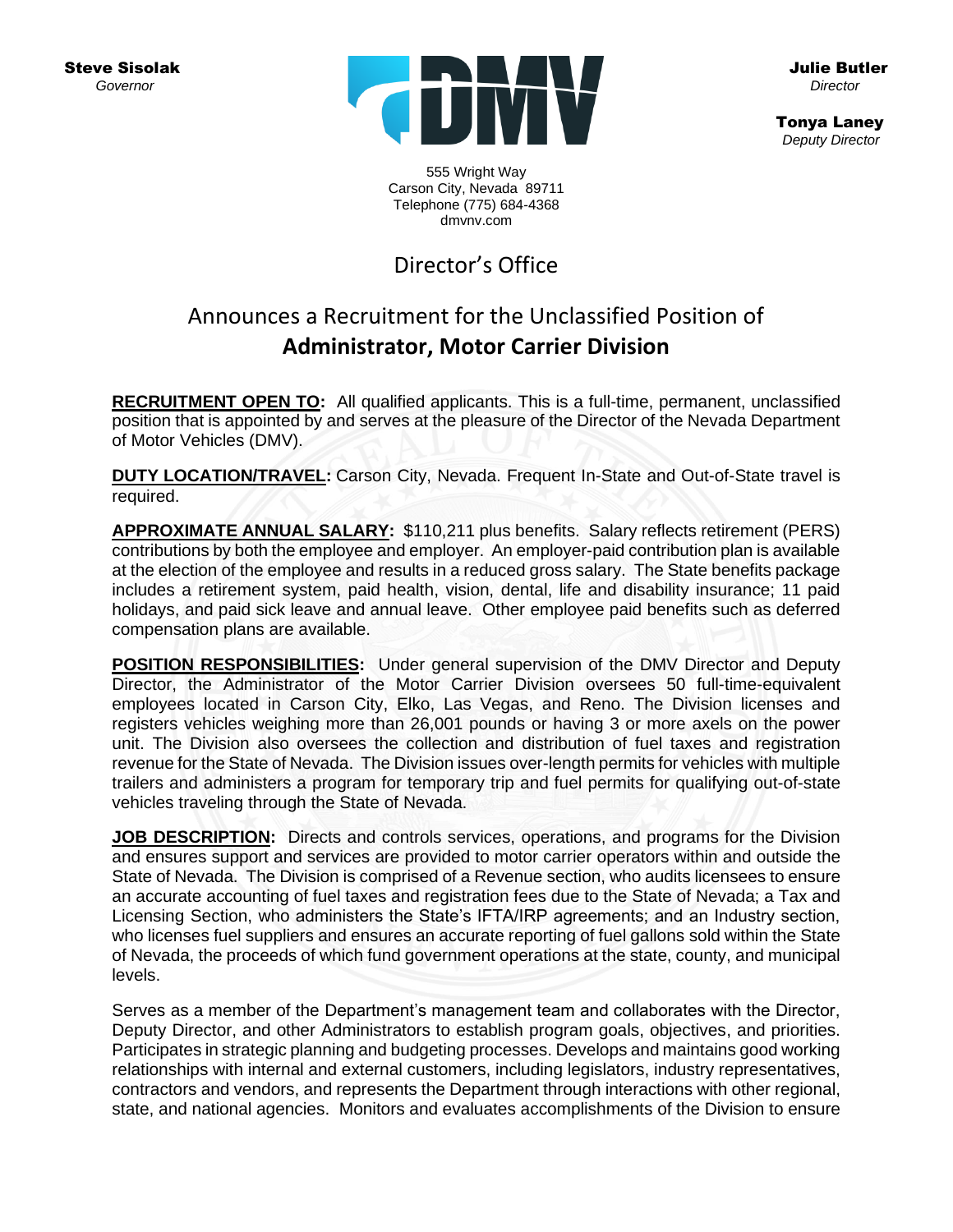**Steve Sisolak**
*Governor*

**Julie Butler**
*Director*

**Tonya Laney**
*Deputy Director*

555 Wright Way
Carson City, Nevada 89711
Telephone (775) 684-4368
dmvnv.com

# Director's Office

## Announces a Recruitment for the Unclassified Position of **Administrator, Motor Carrier Division**

**RECRUITMENT OPEN TO:** All qualified applicants. This is a full-time, permanent, unclassified position that is appointed by and serves at the pleasure of the Director of the Nevada Department of Motor Vehicles (DMV).

**DUTY LOCATION/TRAVEL:** Carson City, Nevada. Frequent In-State and Out-of-State travel is required.

**APPROXIMATE ANNUAL SALARY:** $110,211 plus benefits. Salary reflects retirement (PERS) contributions by both the employee and employer. An employer-paid contribution plan is available at the election of the employee and results in a reduced gross salary. The State benefits package includes a retirement system, paid health, vision, dental, life and disability insurance; 11 paid holidays, and paid sick leave and annual leave. Other employee paid benefits such as deferred compensation plans are available.

**POSITION RESPONSIBILITIES:** Under general supervision of the DMV Director and Deputy Director, the Administrator of the Motor Carrier Division oversees 50 full-time-equivalent employees located in Carson City, Elko, Las Vegas, and Reno. The Division licenses and registers vehicles weighing more than 26,001 pounds or having 3 or more axels on the power unit. The Division also oversees the collection and distribution of fuel taxes and registration revenue for the State of Nevada. The Division issues over-length permits for vehicles with multiple trailers and administers a program for temporary trip and fuel permits for qualifying out-of-state vehicles traveling through the State of Nevada.

**JOB DESCRIPTION:** Directs and controls services, operations, and programs for the Division and ensures support and services are provided to motor carrier operators within and outside the State of Nevada. The Division is comprised of a Revenue section, who audits licensees to ensure an accurate accounting of fuel taxes and registration fees due to the State of Nevada; a Tax and Licensing Section, who administers the State's IFTA/IRP agreements; and an Industry section, who licenses fuel suppliers and ensures an accurate reporting of fuel gallons sold within the State of Nevada, the proceeds of which fund government operations at the state, county, and municipal levels.

Serves as a member of the Department's management team and collaborates with the Director, Deputy Director, and other Administrators to establish program goals, objectives, and priorities. Participates in strategic planning and budgeting processes. Develops and maintains good working relationships with internal and external customers, including legislators, industry representatives, contractors and vendors, and represents the Department through interactions with other regional, state, and national agencies. Monitors and evaluates accomplishments of the Division to ensure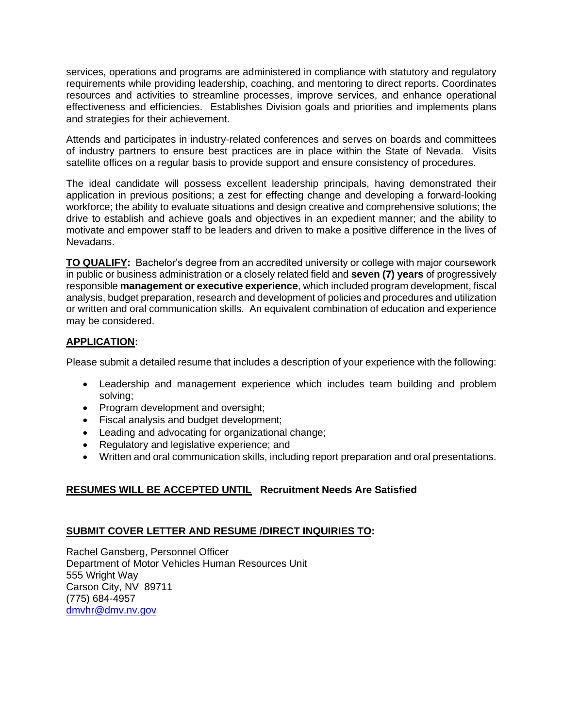services, operations and programs are administered in compliance with statutory and regulatory requirements while providing leadership, coaching, and mentoring to direct reports. Coordinates resources and activities to streamline processes, improve services, and enhance operational effectiveness and efficiencies. Establishes Division goals and priorities and implements plans and strategies for their achievement.

Attends and participates in industry-related conferences and serves on boards and committees of industry partners to ensure best practices are in place within the State of Nevada. Visits satellite offices on a regular basis to provide support and ensure consistency of procedures.

The ideal candidate will possess excellent leadership principals, having demonstrated their application in previous positions; a zest for effecting change and developing a forward-looking workforce; the ability to evaluate situations and design creative and comprehensive solutions; the drive to establish and achieve goals and objectives in an expedient manner; and the ability to motivate and empower staff to be leaders and driven to make a positive difference in the lives of Nevadans.

**TO QUALIFY:** Bachelor's degree from an accredited university or college with major coursework in public or business administration or a closely related field and **seven (7) years** of progressively responsible **management or executive experience**, which included program development, fiscal analysis, budget preparation, research and development of policies and procedures and utilization or written and oral communication skills. An equivalent combination of education and experience may be considered.

**APPLICATION:**

Please submit a detailed resume that includes a description of your experience with the following:

- Leadership and management experience which includes team building and problem solving;
- Program development and oversight;
- Fiscal analysis and budget development;
- Leading and advocating for organizational change;
- Regulatory and legislative experience; and
- Written and oral communication skills, including report preparation and oral presentations.

**RESUMES WILL BE ACCEPTED UNTIL Recruitment Needs Are Satisfied**

**SUBMIT COVER LETTER AND RESUME /DIRECT INQUIRIES TO:**

Rachel Gansberg, Personnel Officer
Department of Motor Vehicles Human Resources Unit
555 Wright Way
Carson City, NV 89711
(775) 684-4957
dmvhr@dmv.nv.gov